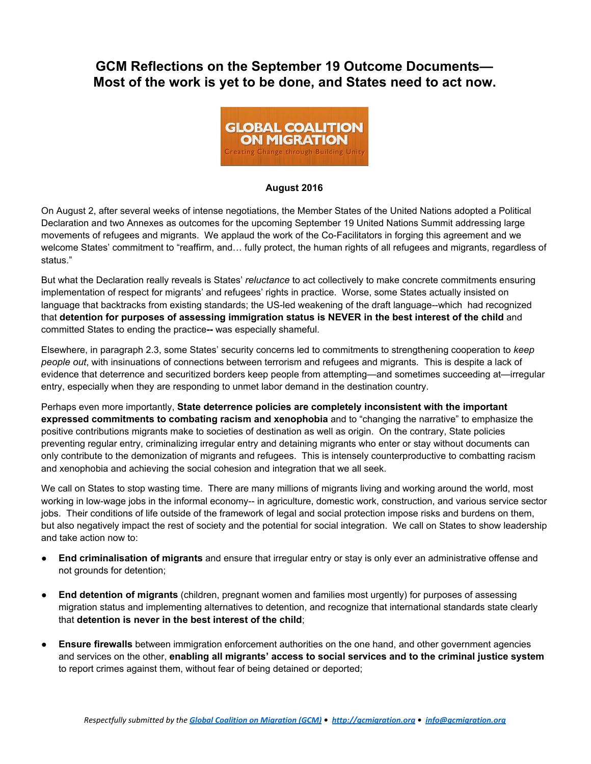# GCM Reflections on the September 19 Outcome Documents—
# Most of the work is yet to be done, and States need to act now.

**August 2016**

On August 2, after several weeks of intense negotiations, the Member States of the United Nations adopted a Political Declaration and two Annexes as outcomes for the upcoming September 19 United Nations Summit addressing large movements of refugees and migrants. We applaud the work of the Co-Facilitators in forging this agreement and we welcome States' commitment to "reaffirm, and… fully protect, the human rights of all refugees and migrants, regardless of status."

But what the Declaration really reveals is States' *reluctance* to act collectively to make concrete commitments ensuring implementation of respect for migrants' and refugees' rights in practice. Worse, some States actually insisted on language that backtracks from existing standards; the US-led weakening of the draft language--which had recognized that **detention for purposes of assessing immigration status is NEVER in the best interest of the child** and committed States to ending the practice**--** was especially shameful.

Elsewhere, in paragraph 2.3, some States' security concerns led to commitments to strengthening cooperation to *keep people out*, with insinuations of connections between terrorism and refugees and migrants. This is despite a lack of evidence that deterrence and securitized borders keep people from attempting—and sometimes succeeding at—irregular entry, especially when they are responding to unmet labor demand in the destination country.

Perhaps even more importantly, **State deterrence policies are completely inconsistent with the important expressed commitments to combating racism and xenophobia** and to "changing the narrative" to emphasize the positive contributions migrants make to societies of destination as well as origin. On the contrary, State policies preventing regular entry, criminalizing irregular entry and detaining migrants who enter or stay without documents can only contribute to the demonization of migrants and refugees. This is intensely counterproductive to combatting racism and xenophobia and achieving the social cohesion and integration that we all seek.

We call on States to stop wasting time. There are many millions of migrants living and working around the world, most working in low-wage jobs in the informal economy-- in agriculture, domestic work, construction, and various service sector jobs. Their conditions of life outside of the framework of legal and social protection impose risks and burdens on them, but also negatively impact the rest of society and the potential for social integration. We call on States to show leadership and take action now to:

- **End criminalisation of migrants** and ensure that irregular entry or stay is only ever an administrative offense and not grounds for detention;
- **End detention of migrants** (children, pregnant women and families most urgently) for purposes of assessing migration status and implementing alternatives to detention, and recognize that international standards state clearly that **detention is never in the best interest of the child**;
- **Ensure firewalls** between immigration enforcement authorities on the one hand, and other government agencies and services on the other, **enabling all migrants' access to social services and to the criminal justice system** to report crimes against them, without fear of being detained or deported;

*Respectfully submitted by the Global Coalition on Migration (GCM) • http://gcmigration.org • info@gcmigration.org*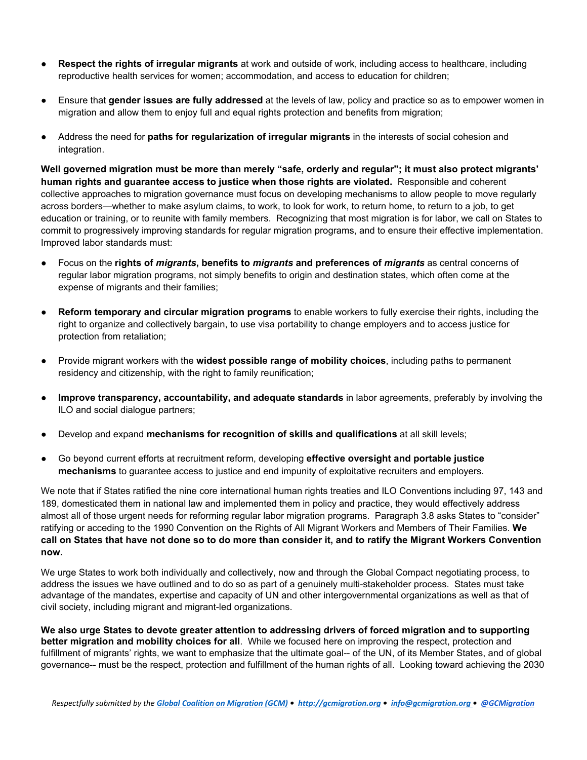- **Respect the rights of irregular migrants** at work and outside of work, including access to healthcare, including reproductive health services for women; accommodation, and access to education for children;

- Ensure that **gender issues are fully addressed** at the levels of law, policy and practice so as to empower women in migration and allow them to enjoy full and equal rights protection and benefits from migration;

- Address the need for **paths for regularization of irregular migrants** in the interests of social cohesion and integration.

**Well governed migration must be more than merely "safe, orderly and regular"; it must also protect migrants' human rights and guarantee access to justice when those rights are violated.** Responsible and coherent collective approaches to migration governance must focus on developing mechanisms to allow people to move regularly across borders—whether to make asylum claims, to work, to look for work, to return home, to return to a job, to get education or training, or to reunite with family members. Recognizing that most migration is for labor, we call on States to commit to progressively improving standards for regular migration programs, and to ensure their effective implementation. Improved labor standards must:

- Focus on the **rights of *migrants*, benefits to *migrants* and preferences of *migrants*** as central concerns of regular labor migration programs, not simply benefits to origin and destination states, which often come at the expense of migrants and their families;

- **Reform temporary and circular migration programs** to enable workers to fully exercise their rights, including the right to organize and collectively bargain, to use visa portability to change employers and to access justice for protection from retaliation;

- Provide migrant workers with the **widest possible range of mobility choices**, including paths to permanent residency and citizenship, with the right to family reunification;

- **Improve transparency, accountability, and adequate standards** in labor agreements, preferably by involving the ILO and social dialogue partners;

- Develop and expand **mechanisms for recognition of skills and qualifications** at all skill levels;

- Go beyond current efforts at recruitment reform, developing **effective oversight and portable justice mechanisms** to guarantee access to justice and end impunity of exploitative recruiters and employers.

We note that if States ratified the nine core international human rights treaties and ILO Conventions including 97, 143 and 189, domesticated them in national law and implemented them in policy and practice, they would effectively address almost all of those urgent needs for reforming regular labor migration programs. Paragraph 3.8 asks States to "consider" ratifying or acceding to the 1990 Convention on the Rights of All Migrant Workers and Members of Their Families. **We call on States that have not done so to do more than consider it, and to ratify the Migrant Workers Convention now.**

We urge States to work both individually and collectively, now and through the Global Compact negotiating process, to address the issues we have outlined and to do so as part of a genuinely multi-stakeholder process. States must take advantage of the mandates, expertise and capacity of UN and other intergovernmental organizations as well as that of civil society, including migrant and migrant-led organizations.

**We also urge States to devote greater attention to addressing drivers of forced migration and to supporting better migration and mobility choices for all**. While we focused here on improving the respect, protection and fulfillment of migrants' rights, we want to emphasize that the ultimate goal-- of the UN, of its Member States, and of global governance-- must be the respect, protection and fulfillment of the human rights of all. Looking toward achieving the 2030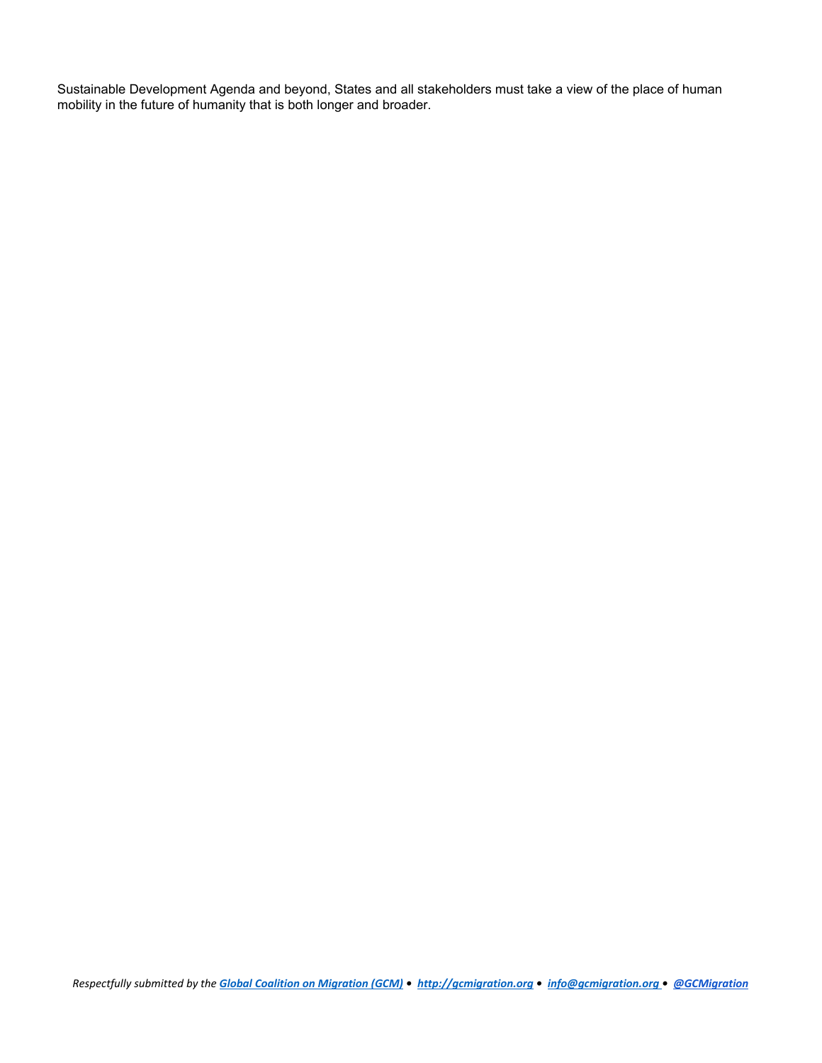Sustainable Development Agenda and beyond, States and all stakeholders must take a view of the place of human mobility in the future of humanity that is both longer and broader.

*Respectfully submitted by the* ***Global Coalition on Migration (GCM)*** *•* ***http://gcmigration.org*** *•* ***info@gcmigration.org*** *•* ***@GCMigration***